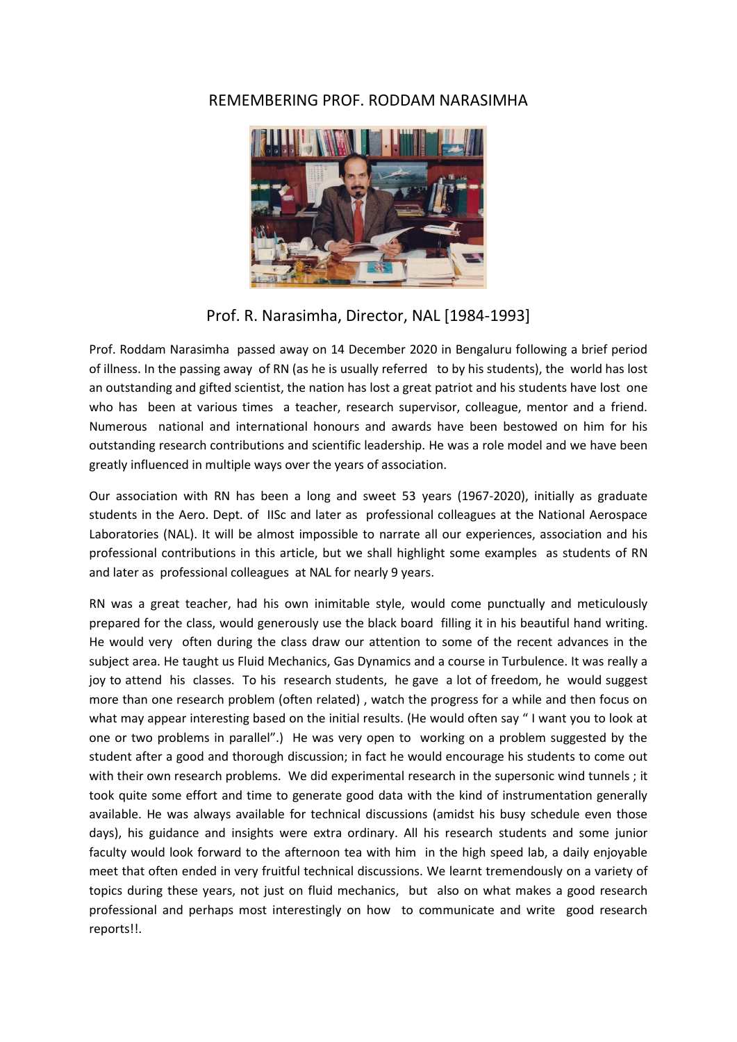# REMEMBERING PROF. RODDAM NARASIMHA

Prof. R. Narasimha, Director, NAL [1984-1993]

Prof. Roddam Narasimha passed away on 14 December 2020 in Bengaluru following a brief period of illness. In the passing away of RN (as he is usually referred to by his students), the world has lost an outstanding and gifted scientist, the nation has lost a great patriot and his students have lost one who has been at various times a teacher, research supervisor, colleague, mentor and a friend. Numerous national and international honours and awards have been bestowed on him for his outstanding research contributions and scientific leadership. He was a role model and we have been greatly influenced in multiple ways over the years of association.

Our association with RN has been a long and sweet 53 years (1967-2020), initially as graduate students in the Aero. Dept. of IISc and later as professional colleagues at the National Aerospace Laboratories (NAL). It will be almost impossible to narrate all our experiences, association and his professional contributions in this article, but we shall highlight some examples as students of RN and later as professional colleagues at NAL for nearly 9 years.

RN was a great teacher, had his own inimitable style, would come punctually and meticulously prepared for the class, would generously use the black board filling it in his beautiful hand writing. He would very often during the class draw our attention to some of the recent advances in the subject area. He taught us Fluid Mechanics, Gas Dynamics and a course in Turbulence. It was really a joy to attend his classes. To his research students, he gave a lot of freedom, he would suggest more than one research problem (often related) , watch the progress for a while and then focus on what may appear interesting based on the initial results. (He would often say " I want you to look at one or two problems in parallel".) He was very open to working on a problem suggested by the student after a good and thorough discussion; in fact he would encourage his students to come out with their own research problems. We did experimental research in the supersonic wind tunnels ; it took quite some effort and time to generate good data with the kind of instrumentation generally available. He was always available for technical discussions (amidst his busy schedule even those days), his guidance and insights were extra ordinary. All his research students and some junior faculty would look forward to the afternoon tea with him in the high speed lab, a daily enjoyable meet that often ended in very fruitful technical discussions. We learnt tremendously on a variety of topics during these years, not just on fluid mechanics, but also on what makes a good research professional and perhaps most interestingly on how to communicate and write good research reports!!.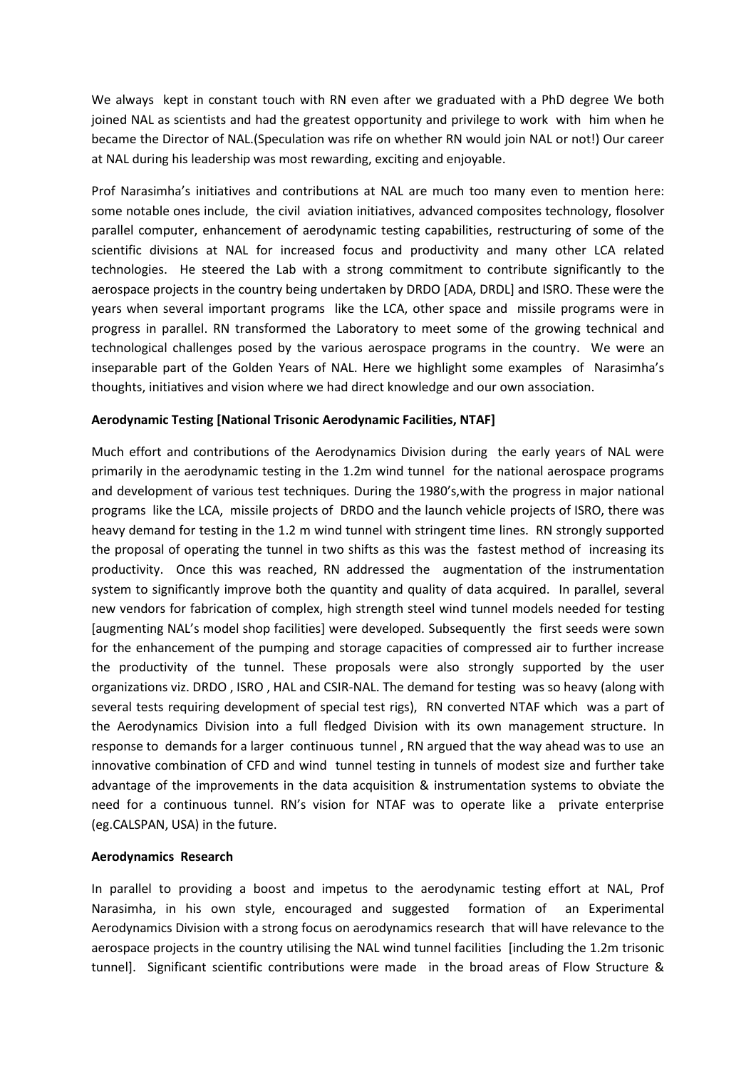We always kept in constant touch with RN even after we graduated with a PhD degree We both joined NAL as scientists and had the greatest opportunity and privilege to work with him when he became the Director of NAL.(Speculation was rife on whether RN would join NAL or not!) Our career at NAL during his leadership was most rewarding, exciting and enjoyable.

Prof Narasimha's initiatives and contributions at NAL are much too many even to mention here: some notable ones include, the civil aviation initiatives, advanced composites technology, flosolver parallel computer, enhancement of aerodynamic testing capabilities, restructuring of some of the scientific divisions at NAL for increased focus and productivity and many other LCA related technologies. He steered the Lab with a strong commitment to contribute significantly to the aerospace projects in the country being undertaken by DRDO [ADA, DRDL] and ISRO. These were the years when several important programs like the LCA, other space and missile programs were in progress in parallel. RN transformed the Laboratory to meet some of the growing technical and technological challenges posed by the various aerospace programs in the country. We were an inseparable part of the Golden Years of NAL. Here we highlight some examples of Narasimha's thoughts, initiatives and vision where we had direct knowledge and our own association.

**Aerodynamic Testing [National Trisonic Aerodynamic Facilities, NTAF]**

Much effort and contributions of the Aerodynamics Division during the early years of NAL were primarily in the aerodynamic testing in the 1.2m wind tunnel for the national aerospace programs and development of various test techniques. During the 1980's,with the progress in major national programs like the LCA, missile projects of DRDO and the launch vehicle projects of ISRO, there was heavy demand for testing in the 1.2 m wind tunnel with stringent time lines. RN strongly supported the proposal of operating the tunnel in two shifts as this was the fastest method of increasing its productivity. Once this was reached, RN addressed the augmentation of the instrumentation system to significantly improve both the quantity and quality of data acquired. In parallel, several new vendors for fabrication of complex, high strength steel wind tunnel models needed for testing [augmenting NAL's model shop facilities] were developed. Subsequently the first seeds were sown for the enhancement of the pumping and storage capacities of compressed air to further increase the productivity of the tunnel. These proposals were also strongly supported by the user organizations viz. DRDO , ISRO , HAL and CSIR-NAL. The demand for testing was so heavy (along with several tests requiring development of special test rigs), RN converted NTAF which was a part of the Aerodynamics Division into a full fledged Division with its own management structure. In response to demands for a larger continuous tunnel , RN argued that the way ahead was to use an innovative combination of CFD and wind tunnel testing in tunnels of modest size and further take advantage of the improvements in the data acquisition & instrumentation systems to obviate the need for a continuous tunnel. RN's vision for NTAF was to operate like a private enterprise (eg.CALSPAN, USA) in the future.

**Aerodynamics Research**

In parallel to providing a boost and impetus to the aerodynamic testing effort at NAL, Prof Narasimha, in his own style, encouraged and suggested formation of an Experimental Aerodynamics Division with a strong focus on aerodynamics research that will have relevance to the aerospace projects in the country utilising the NAL wind tunnel facilities [including the 1.2m trisonic tunnel]. Significant scientific contributions were made in the broad areas of Flow Structure &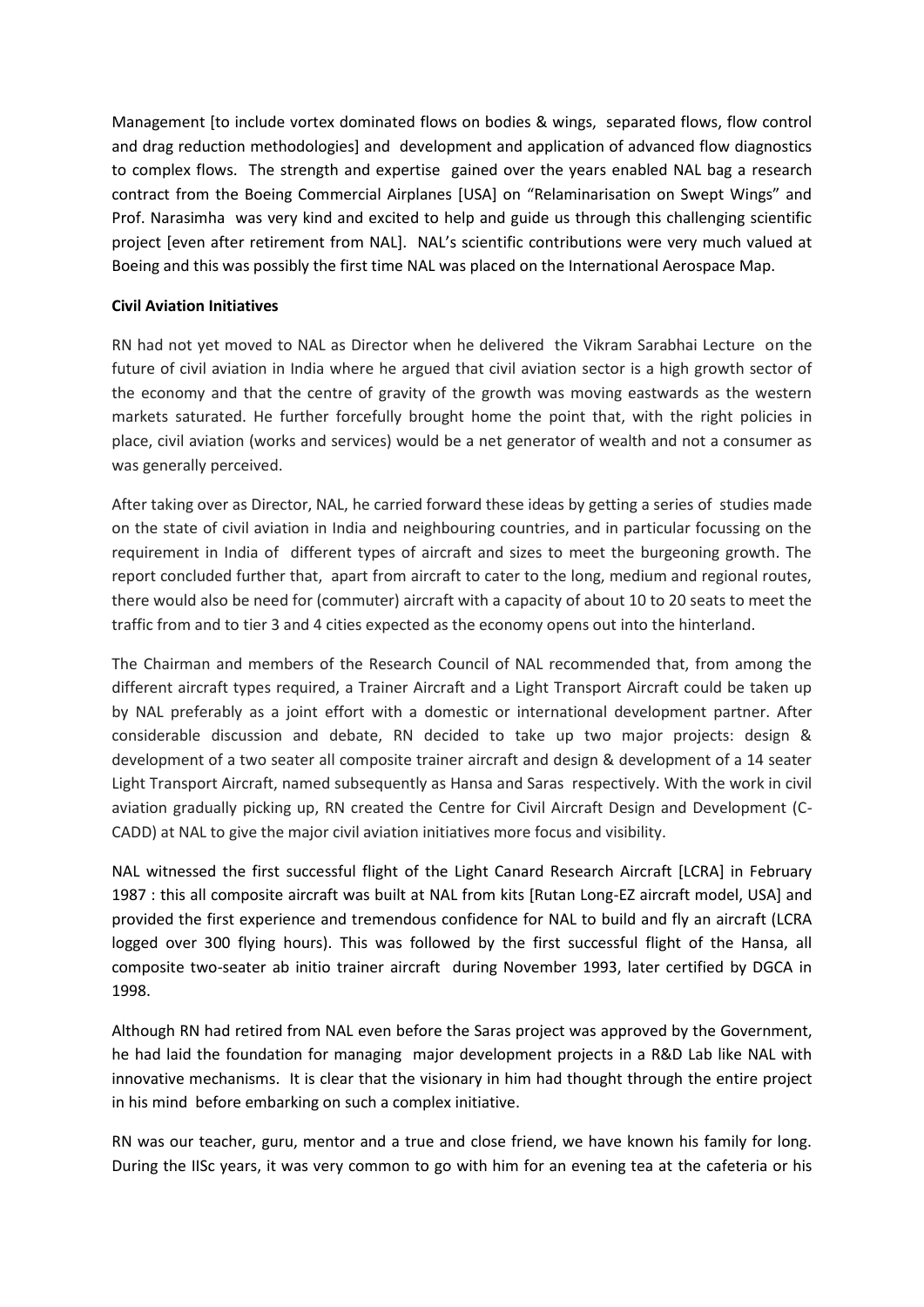Management [to include vortex dominated flows on bodies & wings, separated flows, flow control and drag reduction methodologies] and development and application of advanced flow diagnostics to complex flows. The strength and expertise gained over the years enabled NAL bag a research contract from the Boeing Commercial Airplanes [USA] on "Relaminarisation on Swept Wings" and Prof. Narasimha was very kind and excited to help and guide us through this challenging scientific project [even after retirement from NAL]. NAL's scientific contributions were very much valued at Boeing and this was possibly the first time NAL was placed on the International Aerospace Map.

**Civil Aviation Initiatives**

RN had not yet moved to NAL as Director when he delivered the Vikram Sarabhai Lecture on the future of civil aviation in India where he argued that civil aviation sector is a high growth sector of the economy and that the centre of gravity of the growth was moving eastwards as the western markets saturated. He further forcefully brought home the point that, with the right policies in place, civil aviation (works and services) would be a net generator of wealth and not a consumer as was generally perceived.

After taking over as Director, NAL, he carried forward these ideas by getting a series of studies made on the state of civil aviation in India and neighbouring countries, and in particular focussing on the requirement in India of different types of aircraft and sizes to meet the burgeoning growth. The report concluded further that, apart from aircraft to cater to the long, medium and regional routes, there would also be need for (commuter) aircraft with a capacity of about 10 to 20 seats to meet the traffic from and to tier 3 and 4 cities expected as the economy opens out into the hinterland.

The Chairman and members of the Research Council of NAL recommended that, from among the different aircraft types required, a Trainer Aircraft and a Light Transport Aircraft could be taken up by NAL preferably as a joint effort with a domestic or international development partner. After considerable discussion and debate, RN decided to take up two major projects: design & development of a two seater all composite trainer aircraft and design & development of a 14 seater Light Transport Aircraft, named subsequently as Hansa and Saras respectively. With the work in civil aviation gradually picking up, RN created the Centre for Civil Aircraft Design and Development (C-CADD) at NAL to give the major civil aviation initiatives more focus and visibility.

NAL witnessed the first successful flight of the Light Canard Research Aircraft [LCRA] in February 1987 : this all composite aircraft was built at NAL from kits [Rutan Long-EZ aircraft model, USA] and provided the first experience and tremendous confidence for NAL to build and fly an aircraft (LCRA logged over 300 flying hours). This was followed by the first successful flight of the Hansa, all composite two-seater ab initio trainer aircraft during November 1993, later certified by DGCA in 1998.

Although RN had retired from NAL even before the Saras project was approved by the Government, he had laid the foundation for managing major development projects in a R&D Lab like NAL with innovative mechanisms. It is clear that the visionary in him had thought through the entire project in his mind before embarking on such a complex initiative.

RN was our teacher, guru, mentor and a true and close friend, we have known his family for long. During the IISc years, it was very common to go with him for an evening tea at the cafeteria or his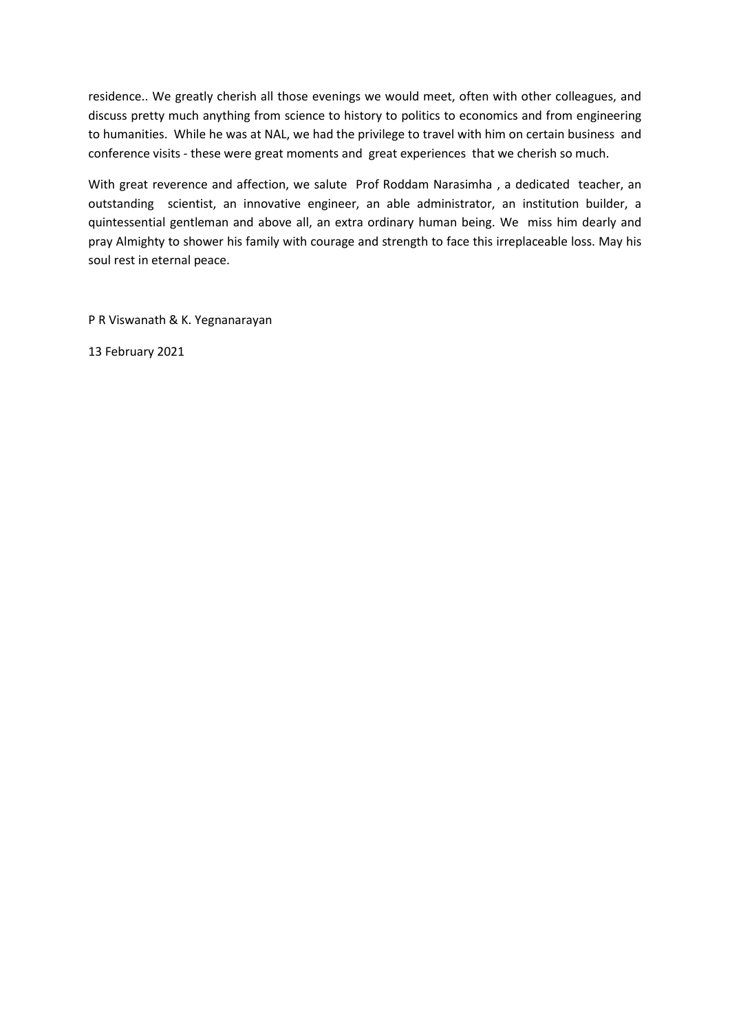residence.. We greatly cherish all those evenings we would meet, often with other colleagues, and discuss pretty much anything from science to history to politics to economics and from engineering to humanities. While he was at NAL, we had the privilege to travel with him on certain business and conference visits - these were great moments and great experiences that we cherish so much.

With great reverence and affection, we salute Prof Roddam Narasimha , a dedicated teacher, an outstanding scientist, an innovative engineer, an able administrator, an institution builder, a quintessential gentleman and above all, an extra ordinary human being. We miss him dearly and pray Almighty to shower his family with courage and strength to face this irreplaceable loss. May his soul rest in eternal peace.

P R Viswanath & K. Yegnanarayan

13 February 2021